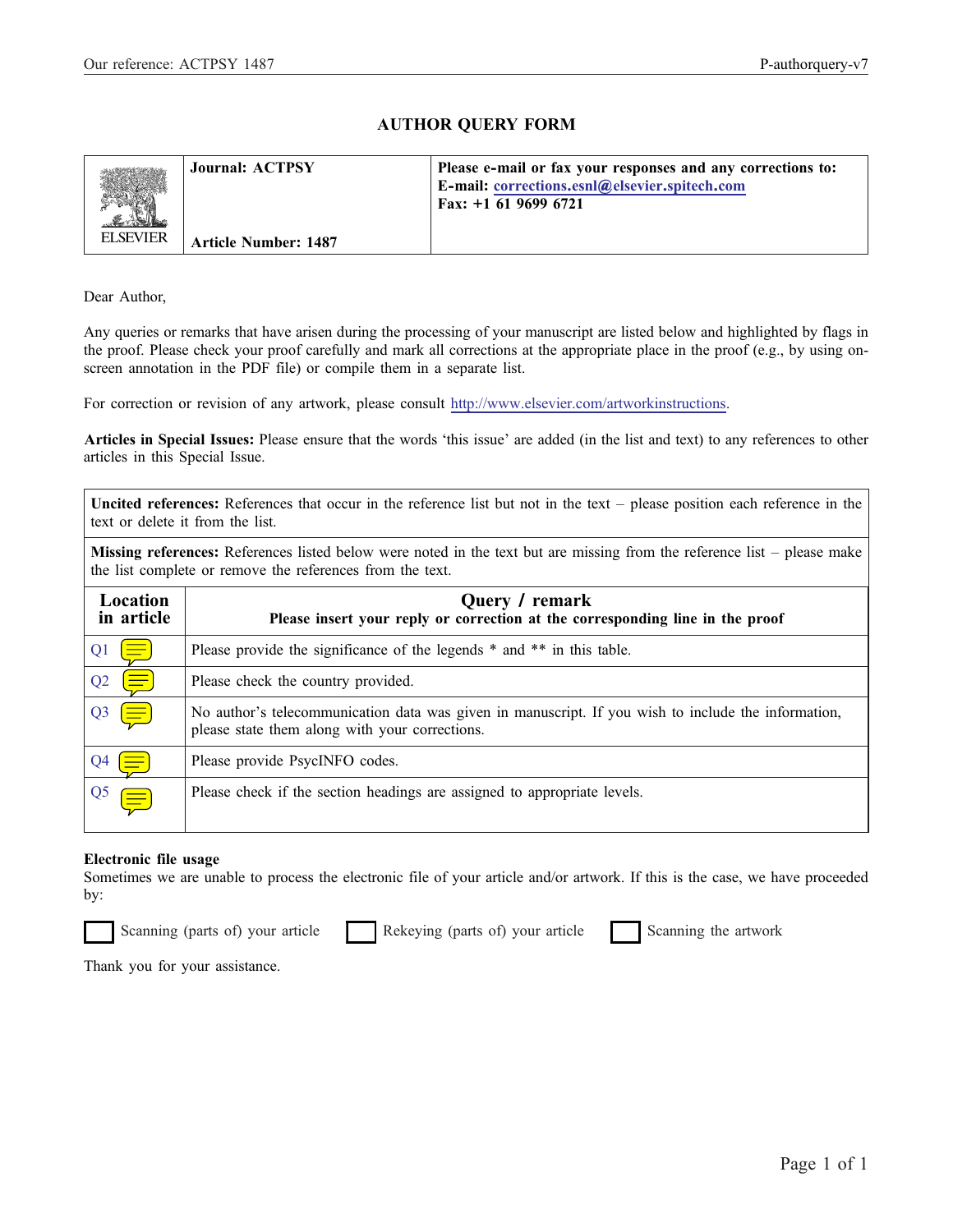Our reference: ACTPSY 1487 P-authorquery-v7

# AUTHOR QUERY FORM

| | Journal: ACTPSY | Please e-mail or fax your responses and any corrections to: |
|---|---|---|
| ELSEVIER | Article Number: 1487 | E-mail: corrections.esnl@elsevier.spitech.com<br>Fax: +1 61 9699 6721 |

Dear Author,

Any queries or remarks that have arisen during the processing of your manuscript are listed below and highlighted by flags in the proof. Please check your proof carefully and mark all corrections at the appropriate place in the proof (e.g., by using on-screen annotation in the PDF file) or compile them in a separate list.

For correction or revision of any artwork, please consult http://www.elsevier.com/artworkinstructions.

**Articles in Special Issues:** Please ensure that the words 'this issue' are added (in the list and text) to any references to other articles in this Special Issue.

**Uncited references:** References that occur in the reference list but not in the text – please position each reference in the text or delete it from the list.

**Missing references:** References listed below were noted in the text but are missing from the reference list – please make the list complete or remove the references from the text.

| Location in article | Query / remark<br>Please insert your reply or correction at the corresponding line in the proof |
|---|---|
| Q1 | Please provide the significance of the legends * and ** in this table. |
| Q2 | Please check the country provided. |
| Q3 | No author's telecommunication data was given in manuscript. If you wish to include the information, please state them along with your corrections. |
| Q4 | Please provide PsycINFO codes. |
| Q5 | Please check if the section headings are assigned to appropriate levels. |

**Electronic file usage**

Sometimes we are unable to process the electronic file of your article and/or artwork. If this is the case, we have proceeded by:

☐ Scanning (parts of) your article ☐ Rekeying (parts of) your article ☐ Scanning the artwork

Thank you for your assistance.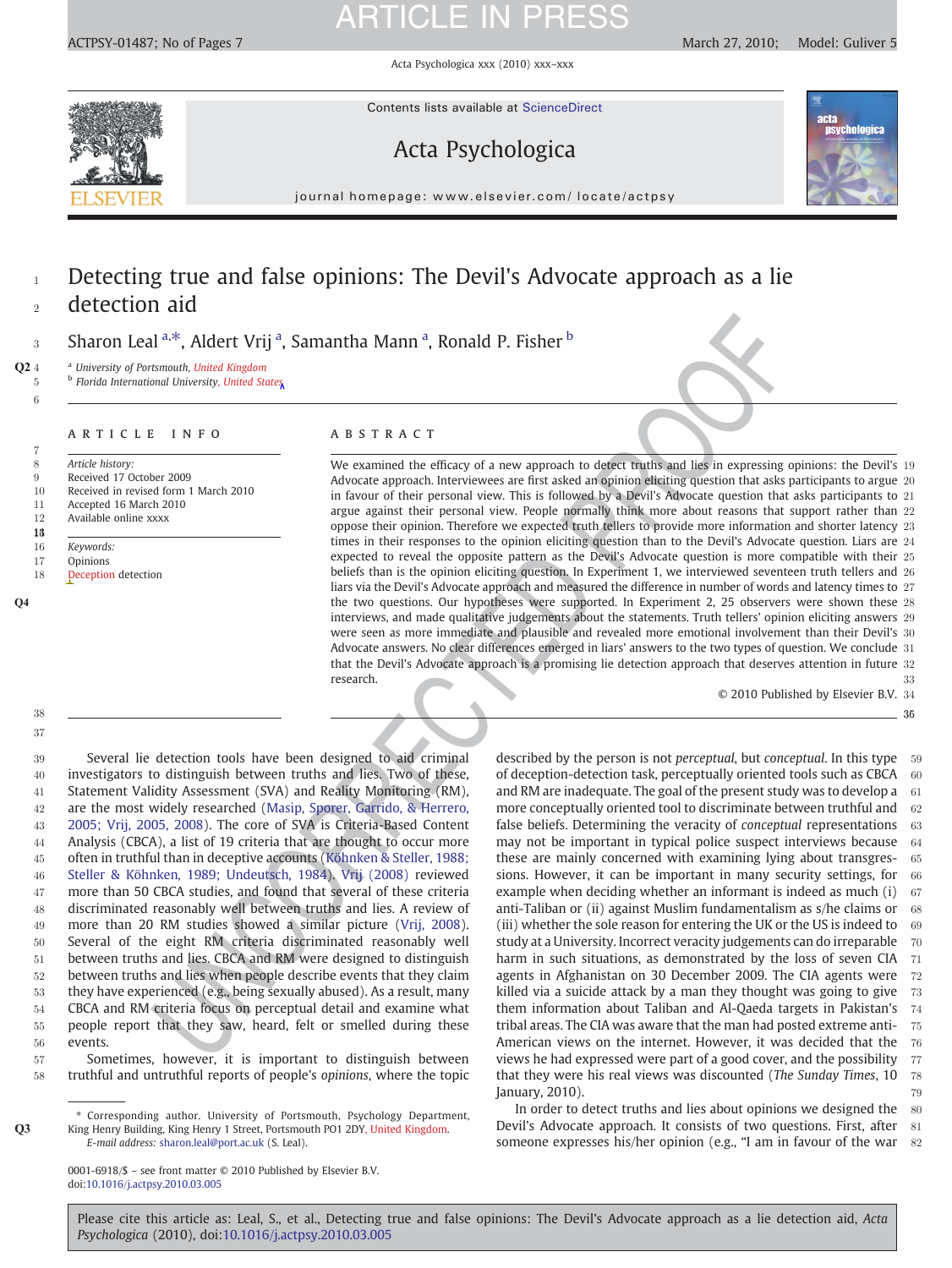# Detecting true and false opinions: The Devil's Advocate approach as a lie detection aid

Sharon Leal [a,*], Aldert Vrij [a], Samantha Mann [a], Ronald P. Fisher [b]

[a] University of Portsmouth, United Kingdom

[b] Florida International University, United States

## ARTICLE INFO

*Article history:*
Received 17 October 2009
Received in revised form 1 March 2010
Accepted 16 March 2010
Available online xxxx

*Keywords:*
Opinions
Deception detection

## ABSTRACT

We examined the efficacy of a new approach to detect truths and lies in expressing opinions: the Devil's Advocate approach. Interviewees are first asked an opinion eliciting question that asks participants to argue in favour of their personal view. This is followed by a Devil's Advocate question that asks participants to argue against their personal view. People normally think more about reasons that support rather than oppose their opinion. Therefore we expected truth tellers to provide more information and shorter latency times in their responses to the opinion eliciting question than to the Devil's Advocate question. Liars are expected to reveal the opposite pattern as the Devil's Advocate question is more compatible with their beliefs than is the opinion eliciting question. In Experiment 1, we interviewed seventeen truth tellers and liars via the Devil's Advocate approach and measured the difference in number of words and latency times to the two questions. Our hypotheses were supported. In Experiment 2, 25 observers were shown these interviews, and made qualitative judgements about the statements. Truth tellers' opinion eliciting answers were seen as more immediate and plausible and revealed more emotional involvement than their Devil's Advocate answers. No clear differences emerged in liars' answers to the two types of question. We conclude that the Devil's Advocate approach is a promising lie detection approach that deserves attention in future research.

© 2010 Published by Elsevier B.V.

Several lie detection tools have been designed to aid criminal investigators to distinguish between truths and lies. Two of these, Statement Validity Assessment (SVA) and Reality Monitoring (RM), are the most widely researched (Masip, Sporer, Garrido, & Herrero, 2005; Vrij, 2005, 2008). The core of SVA is Criteria-Based Content Analysis (CBCA), a list of 19 criteria that are thought to occur more often in truthful than in deceptive accounts (Köhnken & Steller, 1988; Steller & Köhnken, 1989; Undeutsch, 1984). Vrij (2008) reviewed more than 50 CBCA studies, and found that several of these criteria discriminated reasonably well between truths and lies. A review of more than 20 RM studies showed a similar picture (Vrij, 2008). Several of the eight RM criteria discriminated reasonably well between truths and lies. CBCA and RM were designed to distinguish between truths and lies when people describe events that they claim they have experienced (e.g., being sexually abused). As a result, many CBCA and RM criteria focus on perceptual detail and examine what people report that they saw, heard, felt or smelled during these events.

Sometimes, however, it is important to distinguish between truthful and untruthful reports of people's *opinions*, where the topic described by the person is not *perceptual*, but *conceptual*. In this type of deception-detection task, perceptually oriented tools such as CBCA and RM are inadequate. The goal of the present study was to develop a more conceptually oriented tool to discriminate between truthful and false beliefs. Determining the veracity of *conceptual* representations may not be important in typical police suspect interviews because these are mainly concerned with examining lying about transgressions. However, it can be important in many security settings, for example when deciding whether an informant is indeed as much (i) anti-Taliban or (ii) against Muslim fundamentalism as s/he claims or (iii) whether the sole reason for entering the UK or the US is indeed to study at a University. Incorrect veracity judgements can do irreparable harm in such situations, as demonstrated by the loss of seven CIA agents in Afghanistan on 30 December 2009. The CIA agents were killed via a suicide attack by a man they thought was going to give them information about Taliban and Al-Qaeda targets in Pakistan's tribal areas. The CIA was aware that the man had posted extreme anti-American views on the internet. However, it was decided that the views he had expressed were part of a good cover, and the possibility that they were his real views was discounted (*The Sunday Times*, 10 January, 2010).

In order to detect truths and lies about opinions we designed the Devil's Advocate approach. It consists of two questions. First, after someone expresses his/her opinion (e.g., "I am in favour of the war

* Corresponding author. University of Portsmouth, Psychology Department, King Henry Building, King Henry 1 Street, Portsmouth PO1 2DY, United Kingdom. *E-mail address:* sharon.leal@port.ac.uk (S. Leal).

0001-6918/$ – see front matter © 2010 Published by Elsevier B.V.
doi:10.1016/j.actpsy.2010.03.005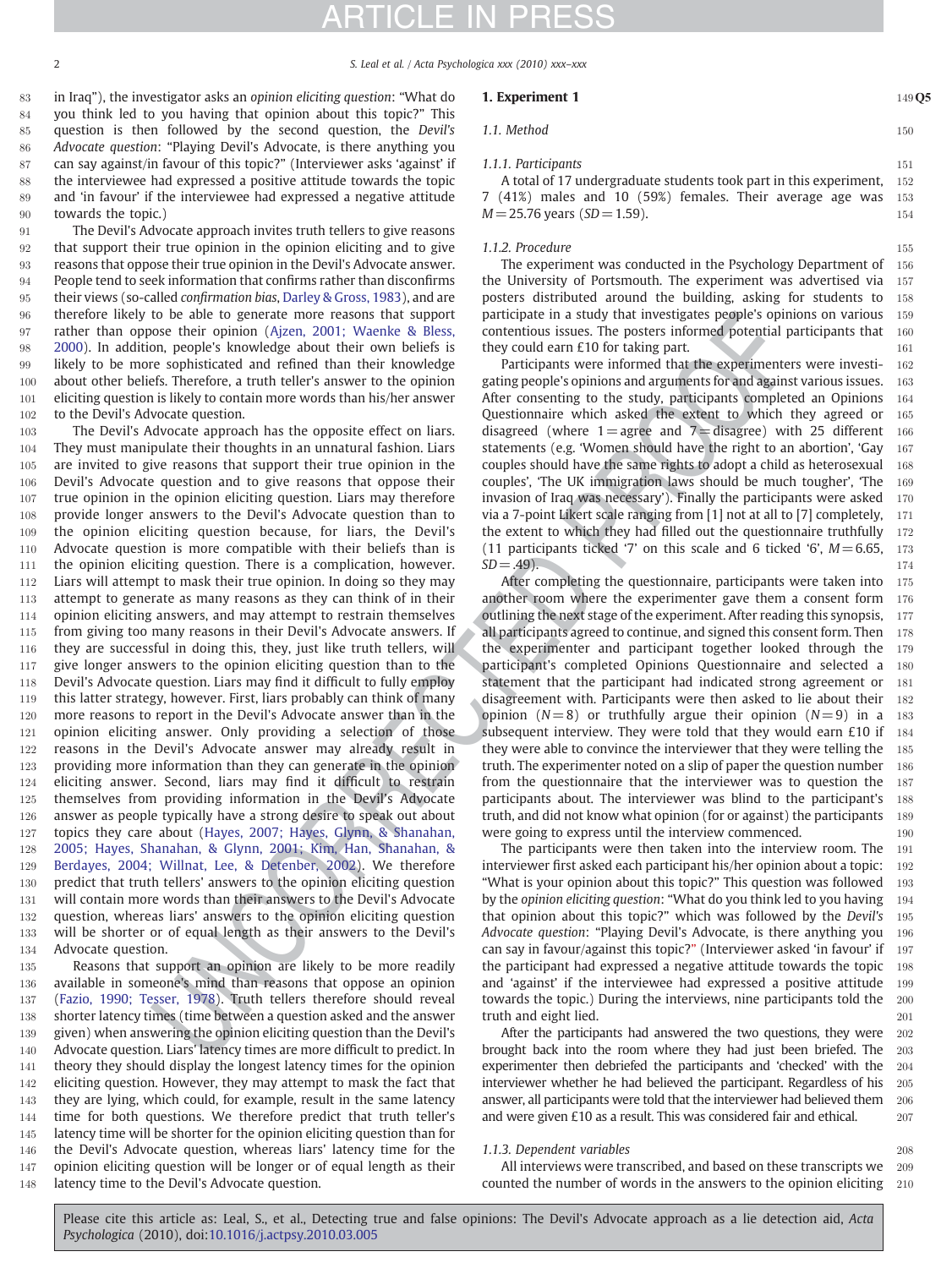in Iraq"), the investigator asks an *opinion eliciting question*: "What do you think led to you having that opinion about this topic?" This question is then followed by the second question, the *Devil's Advocate question*: "Playing Devil's Advocate, is there anything you can say against/in favour of this topic?" (Interviewer asks 'against' if the interviewee had expressed a positive attitude towards the topic and 'in favour' if the interviewee had expressed a negative attitude towards the topic.)

The Devil's Advocate approach invites truth tellers to give reasons that support their true opinion in the opinion eliciting and to give reasons that oppose their true opinion in the Devil's Advocate answer. People tend to seek information that confirms rather than disconfirms their views (so-called *confirmation bias*, Darley & Gross, 1983), and are therefore likely to be able to generate more reasons that support rather than oppose their opinion (Ajzen, 2001; Waenke & Bless, 2000). In addition, people's knowledge about their own beliefs is likely to be more sophisticated and refined than their knowledge about other beliefs. Therefore, a truth teller's answer to the opinion eliciting question is likely to contain more words than his/her answer to the Devil's Advocate question.

The Devil's Advocate approach has the opposite effect on liars. They must manipulate their thoughts in an unnatural fashion. Liars are invited to give reasons that support their true opinion in the Devil's Advocate question and to give reasons that oppose their true opinion in the opinion eliciting question. Liars may therefore provide longer answers to the Devil's Advocate question than to the opinion eliciting question because, for liars, the Devil's Advocate question is more compatible with their beliefs than is the opinion eliciting question. There is a complication, however. Liars will attempt to mask their true opinion. In doing so they may attempt to generate as many reasons as they can think of in their opinion eliciting answers, and may attempt to restrain themselves from giving too many reasons in their Devil's Advocate answers. If they are successful in doing this, they, just like truth tellers, will give longer answers to the opinion eliciting question than to the Devil's Advocate question. Liars may find it difficult to fully employ this latter strategy, however. First, liars probably can think of many more reasons to report in the Devil's Advocate answer than in the opinion eliciting answer. Only providing a selection of those reasons in the Devil's Advocate answer may already result in providing more information than they can generate in the opinion eliciting answer. Second, liars may find it difficult to restrain themselves from providing information in the Devil's Advocate answer as people typically have a strong desire to speak out about topics they care about (Hayes, 2007; Hayes, Glynn, & Shanahan, 2005; Hayes, Shanahan, & Glynn, 2001; Kim, Han, Shanahan, & Berdayes, 2004; Willnat, Lee, & Detenber, 2002). We therefore predict that truth tellers' answers to the opinion eliciting question will contain more words than their answers to the Devil's Advocate question, whereas liars' answers to the opinion eliciting question will be shorter or of equal length as their answers to the Devil's Advocate question.

Reasons that support an opinion are likely to be more readily available in someone's mind than reasons that oppose an opinion (Fazio, 1990; Tesser, 1978). Truth tellers therefore should reveal shorter latency times (time between a question asked and the answer given) when answering the opinion eliciting question than the Devil's Advocate question. Liars' latency times are more difficult to predict. In theory they should display the longest latency times for the opinion eliciting question. However, they may attempt to mask the fact that they are lying, which could, for example, result in the same latency time for both questions. We therefore predict that truth teller's latency time will be shorter for the opinion eliciting question than for the Devil's Advocate question, whereas liars' latency time for the opinion eliciting question will be longer or of equal length as their latency time to the Devil's Advocate question.

## 1. Experiment 1

### 1.1. Method

#### 1.1.1. Participants

A total of 17 undergraduate students took part in this experiment, 7 (41%) males and 10 (59%) females. Their average age was $M = 25.76$ years ($SD = 1.59$).

#### 1.1.2. Procedure

The experiment was conducted in the Psychology Department of the University of Portsmouth. The experiment was advertised via posters distributed around the building, asking for students to participate in a study that investigates people's opinions on various contentious issues. The posters informed potential participants that they could earn £10 for taking part.

Participants were informed that the experimenters were investigating people's opinions and arguments for and against various issues. After consenting to the study, participants completed an Opinions Questionnaire which asked the extent to which they agreed or disagreed (where 1 = agree and 7 = disagree) with 25 different statements (e.g. 'Women should have the right to an abortion', 'Gay couples should have the same rights to adopt a child as heterosexual couples', 'The UK immigration laws should be much tougher', 'The invasion of Iraq was necessary'). Finally the participants were asked via a 7-point Likert scale ranging from [1] not at all to [7] completely, the extent to which they had filled out the questionnaire truthfully (11 participants ticked '7' on this scale and 6 ticked '6', $M = 6.65$, $SD = .49$).

After completing the questionnaire, participants were taken into another room where the experimenter gave them a consent form outlining the next stage of the experiment. After reading this synopsis, all participants agreed to continue, and signed this consent form. Then the experimenter and participant together looked through the participant's completed Opinions Questionnaire and selected a statement that the participant had indicated strong agreement or disagreement with. Participants were then asked to lie about their opinion ($N = 8$) or truthfully argue their opinion ($N = 9$) in a subsequent interview. They were told that they would earn £10 if they were able to convince the interviewer that they were telling the truth. The experimenter noted on a slip of paper the question number from the questionnaire that the interviewer was to question the participants about. The interviewer was blind to the participant's truth, and did not know what opinion (for or against) the participants were going to express until the interview commenced.

The participants were then taken into the interview room. The interviewer first asked each participant his/her opinion about a topic: "What is your opinion about this topic?" This question was followed by the *opinion eliciting question*: "What do you think led to you having that opinion about this topic?" which was followed by the *Devil's Advocate question*: "Playing Devil's Advocate, is there anything you can say in favour/against this topic?" (Interviewer asked 'in favour' if the participant had expressed a negative attitude towards the topic and 'against' if the interviewee had expressed a positive attitude towards the topic.) During the interviews, nine participants told the truth and eight lied.

After the participants had answered the two questions, they were brought back into the room where they had just been briefed. The experimenter then debriefed the participants and 'checked' with the interviewer whether he had believed the participant. Regardless of his answer, all participants were told that the interviewer had believed them and were given £10 as a result. This was considered fair and ethical.

#### 1.1.3. Dependent variables

All interviews were transcribed, and based on these transcripts we counted the number of words in the answers to the opinion eliciting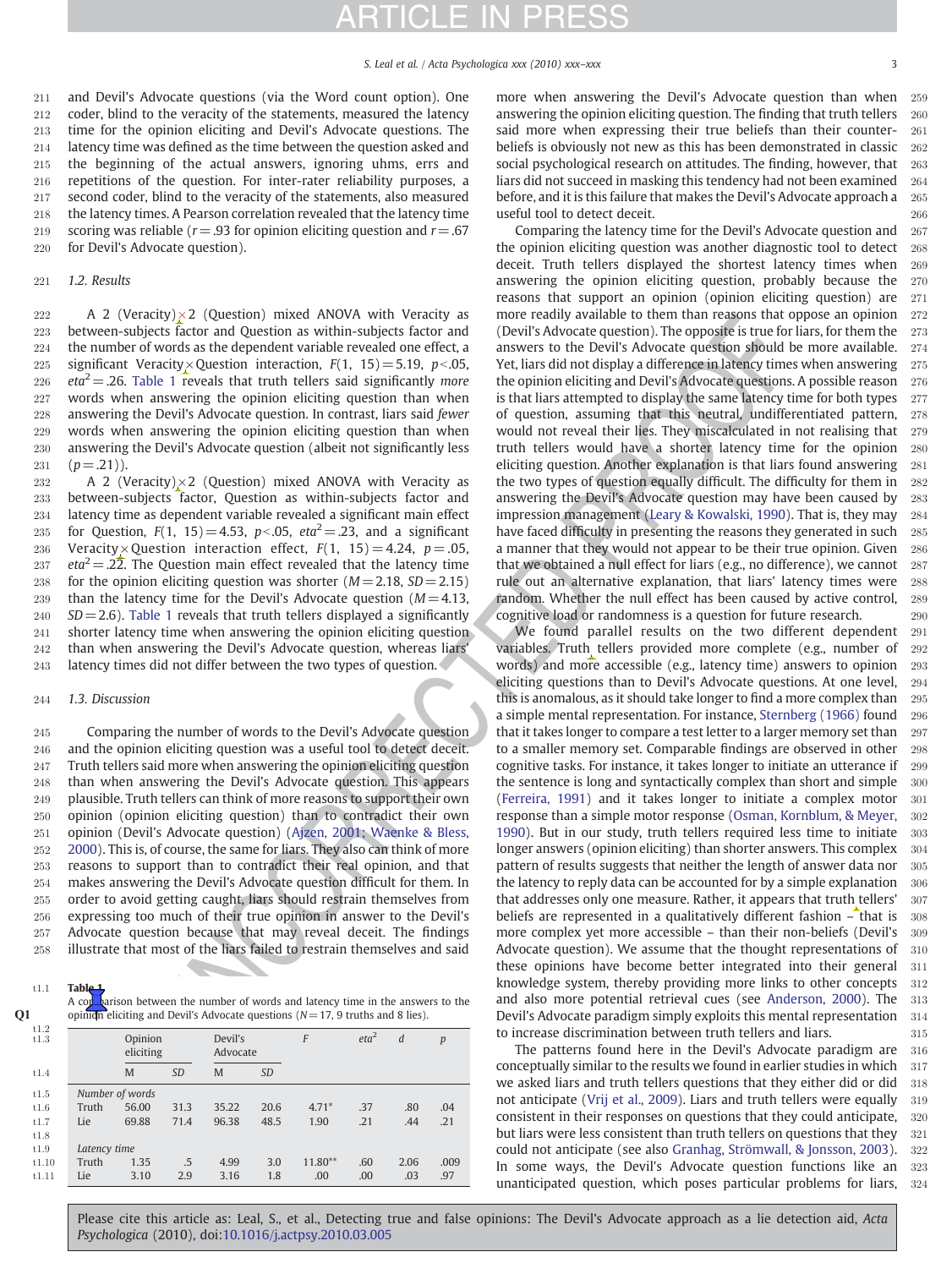and Devil's Advocate questions (via the Word count option). One coder, blind to the veracity of the statements, measured the latency time for the opinion eliciting and Devil's Advocate questions. The latency time was defined as the time between the question asked and the beginning of the actual answers, ignoring uhms, errs and repetitions of the question. For inter-rater reliability purposes, a second coder, blind to the veracity of the statements, also measured the latency times. A Pearson correlation revealed that the latency time scoring was reliable ($r = .93$ for opinion eliciting question and $r = .67$ for Devil's Advocate question).

### 1.2. Results

A 2 (Veracity) × 2 (Question) mixed ANOVA with Veracity as between-subjects factor and Question as within-subjects factor and the number of words as the dependent variable revealed one effect, a significant Veracity × Question interaction, $F(1, 15) = 5.19$, $p < .05$, $eta^2 = .26$. Table 1 reveals that truth tellers said significantly *more* words when answering the opinion eliciting question than when answering the Devil's Advocate question. In contrast, liars said *fewer* words when answering the opinion eliciting question than when answering the Devil's Advocate question (albeit not significantly less ($p = .21$)).

A 2 (Veracity) × 2 (Question) mixed ANOVA with Veracity as between-subjects factor, Question as within-subjects factor and latency time as dependent variable revealed a significant main effect for Question, $F(1, 15) = 4.53$, $p < .05$, $eta^2 = .23$, and a significant Veracity × Question interaction effect, $F(1, 15) = 4.24$, $p = .05$, $eta^2 = .22$. The Question main effect revealed that the latency time for the opinion eliciting question was shorter ($M = 2.18$, $SD = 2.15$) than the latency time for the Devil's Advocate question ($M = 4.13$, $SD = 2.6$). Table 1 reveals that truth tellers displayed a significantly shorter latency time when answering the opinion eliciting question than when answering the Devil's Advocate question, whereas liars' latency times did not differ between the two types of question.

### 1.3. Discussion

Comparing the number of words to the Devil's Advocate question and the opinion eliciting question was a useful tool to detect deceit. Truth tellers said more when answering the opinion eliciting question than when answering the Devil's Advocate question. This appears plausible. Truth tellers can think of more reasons to support their own opinion (opinion eliciting question) than to contradict their own opinion (Devil's Advocate question) (Ajzen, 2001; Waenke & Bless, 2000). This is, of course, the same for liars. They also can think of more reasons to support than to contradict their real opinion, and that makes answering the Devil's Advocate question difficult for them. In order to avoid getting caught, liars should restrain themselves from expressing too much of their true opinion in answer to the Devil's Advocate question because that may reveal deceit. The findings illustrate that most of the liars failed to restrain themselves and said more when answering the Devil's Advocate question than when answering the opinion eliciting question. The finding that truth tellers said more when expressing their true beliefs than their counter-beliefs is obviously not new as this has been demonstrated in classic social psychological research on attitudes. The finding, however, that liars did not succeed in masking this tendency had not been examined before, and it is this failure that makes the Devil's Advocate approach a useful tool to detect deceit.

Comparing the latency time for the Devil's Advocate question and the opinion eliciting question was another diagnostic tool to detect deceit. Truth tellers displayed the shortest latency times when answering the opinion eliciting question, probably because the reasons that support an opinion (opinion eliciting question) are more readily available to them than reasons that oppose an opinion (Devil's Advocate question). The opposite is true for liars, for them the answers to the Devil's Advocate question should be more available. Yet, liars did not display a difference in latency times when answering the opinion eliciting and Devil's Advocate questions. A possible reason is that liars attempted to display the same latency time for both types of question, assuming that this neutral, undifferentiated pattern, would not reveal their lies. They miscalculated in not realising that truth tellers would have a shorter latency time for the opinion eliciting question. Another explanation is that liars found answering the two types of question equally difficult. The difficulty for them in answering the Devil's Advocate question may have been caused by impression management (Leary & Kowalski, 1990). That is, they may have faced difficulty in presenting the reasons that they generated in such a manner that they would not appear to be their true opinion. Given that we obtained a null effect for liars (e.g., no difference), we cannot rule out an alternative explanation, that liars' latency times were random. Whether the null effect has been caused by active control, cognitive load or randomness is a question for future research.

We found parallel results on the two different dependent variables. Truth tellers provided more complete (e.g., number of words) and more accessible (e.g., latency time) answers to opinion eliciting questions than to Devil's Advocate questions. At one level, this is anomalous, as it should take longer to find a more complex than a simple mental representation. For instance, Sternberg (1966) found that it takes longer to compare a test letter to a larger memory set than to a smaller memory set. Comparable findings are observed in other cognitive tasks. For instance, it takes longer to initiate an utterance if the sentence is long and syntactically complex than short and simple (Ferreira, 1991) and it takes longer to initiate a complex motor response than a simple motor response (Osman, Kornblum, & Meyer, 1990). But in our study, truth tellers required less time to initiate longer answers (opinion eliciting) than shorter answers. This complex pattern of results suggests that neither the length of answer data nor the latency to reply data can be accounted for by a simple explanation that addresses only one measure. Rather, it appears that truth tellers' beliefs are represented in a qualitatively different fashion – that is more complex yet more accessible – than their non-beliefs (Devil's Advocate question). We assume that the thought representations of these opinions have become better integrated into their general knowledge system, thereby providing more links to other concepts and also more potential retrieval cues (see Anderson, 2000). The Devil's Advocate paradigm simply exploits this mental representation to increase discrimination between truth tellers and liars.

The patterns found here in the Devil's Advocate paradigm are conceptually similar to the results we found in earlier studies in which we asked liars and truth tellers questions that they either did or did not anticipate (Vrij et al., 2009). Liars and truth tellers were equally consistent in their responses on questions that they could anticipate, but liars were less consistent than truth tellers on questions that they could not anticipate (see also Granhag, Strömwall, & Jonsson, 2003). In some ways, the Devil's Advocate question functions like an unanticipated question, which poses particular problems for liars,

**Table 1**
A comparison between the number of words and latency time in the answers to the opinion eliciting and Devil's Advocate questions ($N = 17$, 9 truths and 8 lies).

| | Opinion eliciting | | Devil's Advocate | | $F$ | $eta^2$ | $d$ | $p$ |
|---|---|---|---|---|---|---|---|---|
| | M | SD | M | SD | | | | |
| *Number of words* | | | | | | | | |
| Truth | 56.00 | 31.3 | 35.22 | 20.6 | 4.71* | .37 | .80 | .04 |
| Lie | 69.88 | 71.4 | 96.38 | 48.5 | 1.90 | .21 | .44 | .21 |
| *Latency time* | | | | | | | | |
| Truth | 1.35 | .5 | 4.99 | 3.0 | 11.80** | .60 | 2.06 | .009 |
| Lie | 3.10 | 2.9 | 3.16 | 1.8 | .00 | .00 | .03 | .97 |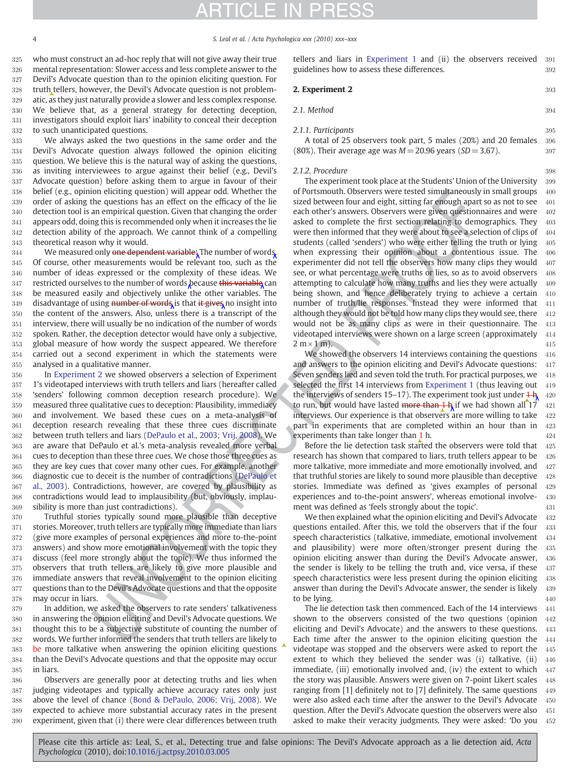who must construct an ad-hoc reply that will not give away their true mental representation: Slower access and less complete answer to the Devil's Advocate question than to the opinion eliciting question. For truth tellers, however, the Devil's Advocate question is not problematic, as they just naturally provide a slower and less complex response. We believe that, as a general strategy for detecting deception, investigators should exploit liars' inability to conceal their deception to such unanticipated questions.

We always asked the two questions in the same order and the Devil's Advocate question always followed the opinion eliciting question. We believe this is the natural way of asking the questions, as inviting interviewees to argue against their belief (e.g., Devil's Advocate question) before asking them to argue in favour of their belief (e.g., opinion eliciting question) will appear odd. Whether the order of asking the questions has an effect on the efficacy of the lie detection tool is an empirical question. Given that changing the order appears odd, doing this is recommended only when it increases the lie detection ability of the approach. We cannot think of a compelling theoretical reason why it would.

We measured only ~~one dependent variable:~~ The number of words. Of course, other measurements would be relevant too, such as the number of ideas expressed or the complexity of these ideas. We restricted ourselves to the number of words because ~~this variable~~ can be measured easily and objectively unlike the other variables. The disadvantage of using ~~number of words~~ is that ~~it gives~~ no insight into the content of the answers. Also, unless there is a transcript of the interview, there will usually be no indication of the number of words spoken. Rather, the deception detector would have only a subjective, global measure of how wordy the suspect appeared. We therefore carried out a second experiment in which the statements were analysed in a qualitative manner.

In Experiment 2 we showed observers a selection of Experiment 1's videotaped interviews with truth tellers and liars (hereafter called 'senders' following common deception research procedure). We measured three qualitative cues to deception: Plausibility, immediacy and involvement. We based these cues on a meta-analysis of deception research revealing that these three cues discriminate between truth tellers and liars (DePaulo et al., 2003; Vrij, 2008). We are aware that DePaulo et al.'s meta-analysis revealed more verbal cues to deception than these three cues. We chose those three cues as they are key cues that cover many other cues. For example, another diagnostic cue to deceit is the number of contradictions (DePaulo et al., 2003). Contradictions, however, are covered by plausibility as contradictions would lead to implausibility (but, obviously, implausibility is more than just contradictions).

Truthful stories typically sound more plausible than deceptive stories. Moreover, truth tellers are typically more immediate than liars (give more examples of personal experiences and more to-the-point answers) and show more emotional involvement with the topic they discuss (feel more strongly about the topic). We thus informed the observers that truth tellers are likely to give more plausible and immediate answers that reveal involvement to the opinion eliciting questions than to the Devil's Advocate questions and that the opposite may occur in liars.

In addition, we asked the observers to rate senders' talkativeness in answering the opinion eliciting and Devil's Advocate questions. We thought this to be a subjective substitute of counting the number of words. We further informed the senders that truth tellers are likely to be more talkative when answering the opinion eliciting questions than the Devil's Advocate questions and that the opposite may occur in liars.

Observers are generally poor at detecting truths and lies when judging videotapes and typically achieve accuracy rates only just above the level of chance (Bond & DePaulo, 2006; Vrij, 2008). We expected to achieve more substantial accuracy rates in the present experiment, given that (i) there were clear differences between truth tellers and liars in Experiment 1 and (ii) the observers received guidelines how to assess these differences.

## 2. Experiment 2

### 2.1. Method

#### 2.1.1. Participants

A total of 25 observers took part, 5 males (20%) and 20 females (80%). Their average age was $M = 20.96$ years ($SD = 3.67$).

#### 2.1.2. Procedure

The experiment took place at the Students' Union of the University of Portsmouth. Observers were tested simultaneously in small groups sized between four and eight, sitting far enough apart so as not to see each other's answers. Observers were given questionnaires and were asked to complete the first section relating to demographics. They were then informed that they were about to see a selection of clips of students (called 'senders') who were either telling the truth or lying when expressing their opinion about a contentious issue. The experimenter did not tell the observers how many clips they would see, or what percentage were truths or lies, so as to avoid observers attempting to calculate how many truths and lies they were actually being shown, and hence deliberately trying to achieve a certain number of truth/lie responses. Instead they were informed that although they would not be told how many clips they would see, there would not be as many clips as were in their questionnaire. The videotaped interviews were shown on a large screen (approximately 2 m × 1 m).

We showed the observers 14 interviews containing the questions and answers to the opinion eliciting and Devil's Advocate questions: Seven senders lied and seven told the truth. For practical purposes, we selected the first 14 interviews from Experiment 1 (thus leaving out the interviews of senders 15–17). The experiment took just under ~~1 h~~ to run, but would have lasted ~~more than 1 h~~ if we had shown all 17 interviews. Our experience is that observers are more willing to take part in experiments that are completed within an hour than in experiments than take longer than 1 h.

Before the lie detection task started the observers were told that research has shown that compared to liars, truth tellers appear to be more talkative, more immediate and more emotionally involved, and that truthful stories are likely to sound more plausible than deceptive stories. Immediate was defined as 'gives examples of personal experiences and to-the-point answers', whereas emotional involvement was defined as 'feels strongly about the topic'.

We then explained what the opinion eliciting and Devil's Advocate questions entailed. After this, we told the observers that if the four speech characteristics (talkative, immediate, emotional involvement and plausibility) were more often/stronger present during the opinion eliciting answer than during the Devil's Advocate answer, the sender is likely to be telling the truth and, vice versa, if these speech characteristics were less present during the opinion eliciting answer than during the Devil's Advocate answer, the sender is likely to be lying.

The lie detection task then commenced. Each of the 14 interviews shown to the observers consisted of the two questions (opinion eliciting and Devil's Advocate) and the answers to these questions. Each time after the answer to the opinion eliciting question the videotape was stopped and the observers were asked to report the extent to which they believed the sender was (i) talkative, (ii) immediate, (iii) emotionally involved and, (iv) the extent to which the story was plausible. Answers were given on 7-point Likert scales ranging from [1] definitely not to [7] definitely. The same questions were also asked each time after the answer to the Devil's Advocate question. After the Devil's Advocate question the observers were also asked to make their veracity judgments. They were asked: 'Do you

Please cite this article as: Leal, S., et al., Detecting true and false opinions: The Devil's Advocate approach as a lie detection aid, *Acta Psychologica* (2010), doi:10.1016/j.actpsy.2010.03.005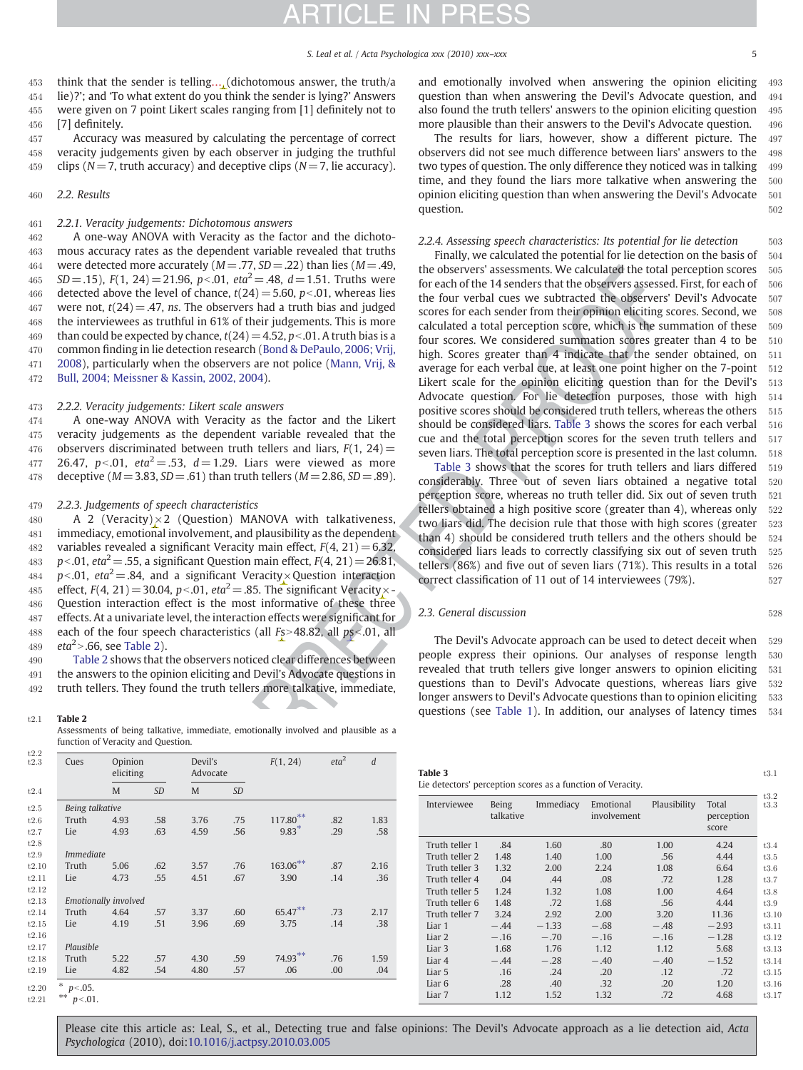think that the sender is telling… (dichotomous answer, the truth/a lie)?'; and 'To what extent do you think the sender is lying?' Answers were given on 7 point Likert scales ranging from [1] definitely not to [7] definitely.

Accuracy was measured by calculating the percentage of correct veracity judgements given by each observer in judging the truthful clips ($N=7$, truth accuracy) and deceptive clips ($N=7$, lie accuracy).

### 2.2. Results

#### 2.2.1. Veracity judgements: Dichotomous answers

A one-way ANOVA with Veracity as the factor and the dichotomous accuracy rates as the dependent variable revealed that truths were detected more accurately ($M=.77$, $SD=.22$) than lies ($M=.49$, $SD=.15$), $F(1, 24)=21.96$, $p<.01$, $eta^2=.48$, $d=1.51$. Truths were detected above the level of chance, $t(24)=5.60$, $p<.01$, whereas lies were not, $t(24)=.47$, *ns*. The observers had a truth bias and judged the interviewees as truthful in 61% of their judgements. This is more than could be expected by chance, $t(24)=4.52$, $p<.01$. A truth bias is a common finding in lie detection research (Bond & DePaulo, 2006; Vrij, 2008), particularly when the observers are not police (Mann, Vrij, & Bull, 2004; Meissner & Kassin, 2002, 2004).

#### 2.2.2. Veracity judgements: Likert scale answers

A one-way ANOVA with Veracity as the factor and the Likert veracity judgements as the dependent variable revealed that the observers discriminated between truth tellers and liars, $F(1, 24)=26.47$, $p<.01$, $eta^2=.53$, $d=1.29$. Liars were viewed as more deceptive ($M=3.83$, $SD=.61$) than truth tellers ($M=2.86$, $SD=.89$).

#### 2.2.3. Judgements of speech characteristics

A 2 (Veracity) × 2 (Question) MANOVA with talkativeness, immediacy, emotional involvement, and plausibility as the dependent variables revealed a significant Veracity main effect, $F(4, 21)=6.32$, $p<.01$, $eta^2=.55$, a significant Question main effect, $F(4, 21)=26.81$, $p<.01$, $eta^2=.84$, and a significant Veracity × Question interaction effect, $F(4, 21)=30.04$, $p<.01$, $eta^2=.85$. The significant Veracity × Question interaction effect is the most informative of these three effects. At a univariate level, the interaction effects were significant for each of the four speech characteristics (all $Fs>48.82$, all $ps<.01$, all $eta^2>.66$, see Table 2).

Table 2 shows that the observers noticed clear differences between the answers to the opinion eliciting and Devil's Advocate questions in truth tellers. They found the truth tellers more talkative, immediate, and emotionally involved when answering the opinion eliciting question than when answering the Devil's Advocate question, and also found the truth tellers' answers to the opinion eliciting question more plausible than their answers to the Devil's Advocate question.

The results for liars, however, show a different picture. The observers did not see much difference between liars' answers to the two types of question. The only difference they noticed was in talking time, and they found the liars more talkative when answering the opinion eliciting question than when answering the Devil's Advocate question.

**Table 2**
Assessments of being talkative, immediate, emotionally involved and plausible as a function of Veracity and Question.

| Cues | Opinion eliciting | | Devil's Advocate | | F(1, 24) | $eta^2$ | d |
|---|---|---|---|---|---|---|---|
| | M | SD | M | SD | | | |
| *Being talkative* | | | | | | | |
| Truth | 4.93 | .58 | 3.76 | .75 | 117.80** | .82 | 1.83 |
| Lie | 4.93 | .63 | 4.59 | .56 | 9.83* | .29 | .58 |
| *Immediate* | | | | | | | |
| Truth | 5.06 | .62 | 3.57 | .76 | 163.06** | .87 | 2.16 |
| Lie | 4.73 | .55 | 4.51 | .67 | 3.90 | .14 | .36 |
| *Emotionally involved* | | | | | | | |
| Truth | 4.64 | .57 | 3.37 | .60 | 65.47** | .73 | 2.17 |
| Lie | 4.19 | .51 | 3.96 | .69 | 3.75 | .14 | .38 |
| *Plausible* | | | | | | | |
| Truth | 5.22 | .57 | 4.30 | .59 | 74.93** | .76 | 1.59 |
| Lie | 4.82 | .54 | 4.80 | .57 | .06 | .00 | .04 |

\* $p<.05$.
\*\* $p<.01$.

#### 2.2.4. Assessing speech characteristics: Its potential for lie detection

Finally, we calculated the potential for lie detection on the basis of the observers' assessments. We calculated the total perception scores for each of the 14 senders that the observers assessed. First, for each of the four verbal cues we subtracted the observers' Devil's Advocate scores for each sender from their opinion eliciting scores. Second, we calculated a total perception score, which is the summation of these four scores. We considered summation scores greater than 4 to be high. Scores greater than 4 indicate that the sender obtained, on average for each verbal cue, at least one point higher on the 7-point Likert scale for the opinion eliciting question than for the Devil's Advocate question. For lie detection purposes, those with high positive scores should be considered truth tellers, whereas the others should be considered liars. Table 3 shows the scores for each verbal cue and the total perception scores for the seven truth tellers and seven liars. The total perception score is presented in the last column.

Table 3 shows that the scores for truth tellers and liars differed considerably. Three out of seven liars obtained a negative total perception score, whereas no truth teller did. Six out of seven truth tellers obtained a high positive score (greater than 4), whereas only two liars did. The decision rule that those with high scores (greater than 4) should be considered truth tellers and the others should be considered liars leads to correctly classifying six out of seven truth tellers (86%) and five out of seven liars (71%). This results in a total correct classification of 11 out of 14 interviewees (79%).

**Table 3**
Lie detectors' perception scores as a function of Veracity.

| Interviewee | Being talkative | Immediacy | Emotional involvement | Plausibility | Total perception score |
|---|---|---|---|---|---|
| Truth teller 1 | .84 | 1.60 | .80 | 1.00 | 4.24 |
| Truth teller 2 | 1.48 | 1.40 | 1.00 | .56 | 4.44 |
| Truth teller 3 | 1.32 | 2.00 | 2.24 | 1.08 | 6.64 |
| Truth teller 4 | .04 | .44 | .08 | .72 | 1.28 |
| Truth teller 5 | 1.24 | 1.32 | 1.08 | 1.00 | 4.64 |
| Truth teller 6 | 1.48 | .72 | 1.68 | .56 | 4.44 |
| Truth teller 7 | 3.24 | 2.92 | 2.00 | 3.20 | 11.36 |
| Liar 1 | −.44 | −1.33 | −.68 | −.48 | −2.93 |
| Liar 2 | −.16 | −.70 | −.16 | −.16 | −1.28 |
| Liar 3 | 1.68 | 1.76 | 1.12 | 1.12 | 5.68 |
| Liar 4 | −.44 | −.28 | −.40 | −.40 | −1.52 |
| Liar 5 | .16 | .24 | .20 | .12 | .72 |
| Liar 6 | .28 | .40 | .32 | .20 | 1.20 |
| Liar 7 | 1.12 | 1.52 | 1.32 | .72 | 4.68 |

### 2.3. General discussion

The Devil's Advocate approach can be used to detect deceit when people express their opinions. Our analyses of response length revealed that truth tellers give longer answers to opinion eliciting questions than to Devil's Advocate questions, whereas liars give longer answers to Devil's Advocate questions than to opinion eliciting questions (see Table 1). In addition, our analyses of latency times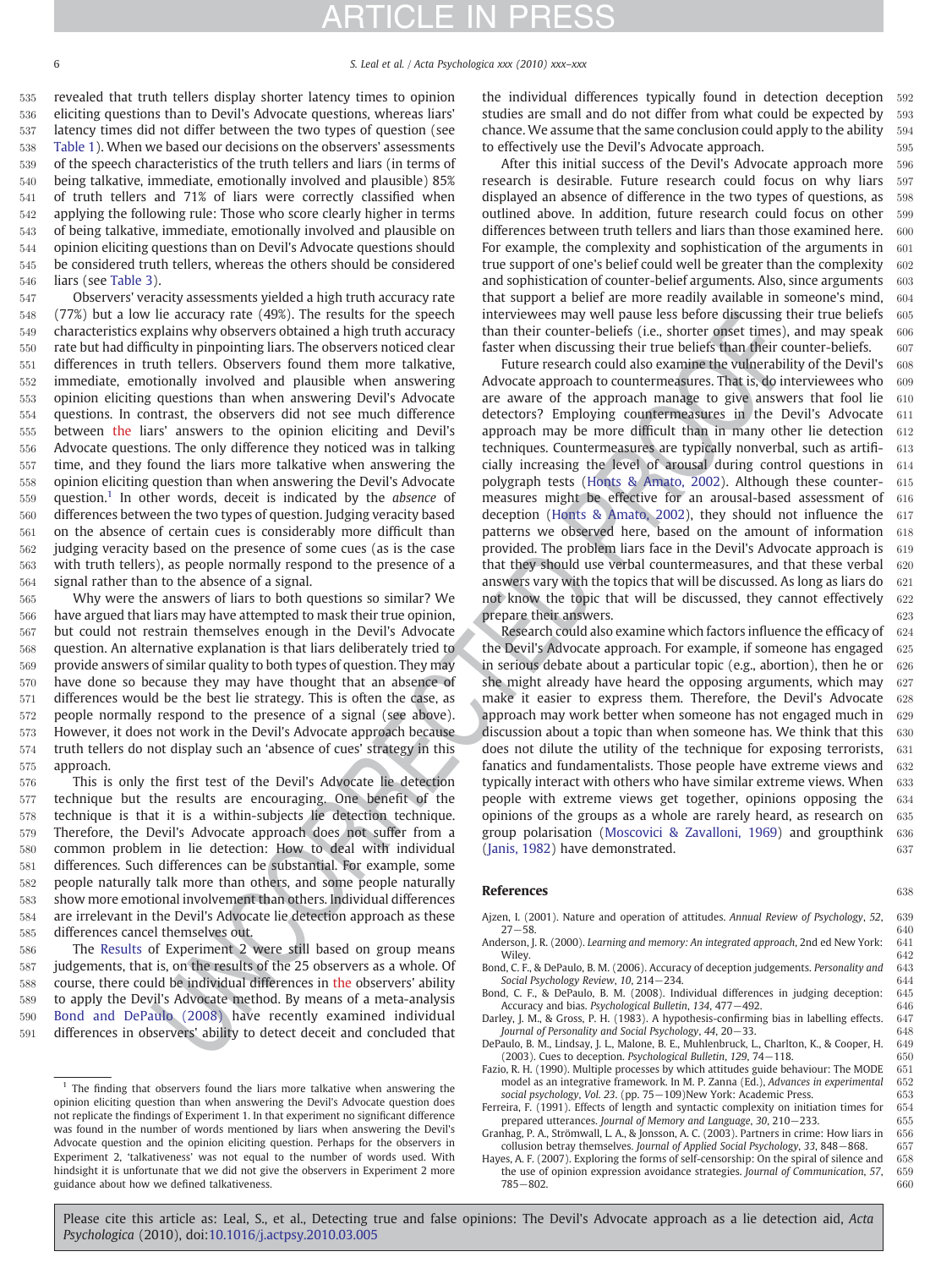revealed that truth tellers display shorter latency times to opinion eliciting questions than to Devil's Advocate questions, whereas liars' latency times did not differ between the two types of question (see Table 1). When we based our decisions on the observers' assessments of the speech characteristics of the truth tellers and liars (in terms of being talkative, immediate, emotionally involved and plausible) 85% of truth tellers and 71% of liars were correctly classified when applying the following rule: Those who score clearly higher in terms of being talkative, immediate, emotionally involved and plausible on opinion eliciting questions than on Devil's Advocate questions should be considered truth tellers, whereas the others should be considered liars (see Table 3).

Observers' veracity assessments yielded a high truth accuracy rate (77%) but a low lie accuracy rate (49%). The results for the speech characteristics explains why observers obtained a high truth accuracy rate but had difficulty in pinpointing liars. The observers noticed clear differences in truth tellers. Observers found them more talkative, immediate, emotionally involved and plausible when answering opinion eliciting questions than when answering Devil's Advocate questions. In contrast, the observers did not see much difference between the liars' answers to the opinion eliciting and Devil's Advocate questions. The only difference they noticed was in talking time, and they found the liars more talkative when answering the opinion eliciting question than when answering the Devil's Advocate question.[1] In other words, deceit is indicated by the *absence* of differences between the two types of question. Judging veracity based on the absence of certain cues is considerably more difficult than judging veracity based on the presence of some cues (as is the case with truth tellers), as people normally respond to the presence of a signal rather than to the absence of a signal.

Why were the answers of liars to both questions so similar? We have argued that liars may have attempted to mask their true opinion, but could not restrain themselves enough in the Devil's Advocate question. An alternative explanation is that liars deliberately tried to provide answers of similar quality to both types of question. They may have done so because they may have thought that an absence of differences would be the best lie strategy. This is often the case, as people normally respond to the presence of a signal (see above). However, it does not work in the Devil's Advocate approach because truth tellers do not display such an 'absence of cues' strategy in this approach.

This is only the first test of the Devil's Advocate lie detection technique but the results are encouraging. One benefit of the technique is that it is a within-subjects lie detection technique. Therefore, the Devil's Advocate approach does not suffer from a common problem in lie detection: How to deal with individual differences. Such differences can be substantial. For example, some people naturally talk more than others, and some people naturally show more emotional involvement than others. Individual differences are irrelevant in the Devil's Advocate lie detection approach as these differences cancel themselves out.

The Results of Experiment 2 were still based on group means judgements, that is, on the results of the 25 observers as a whole. Of course, there could be individual differences in the observers' ability to apply the Devil's Advocate method. By means of a meta-analysis Bond and DePaulo (2008) have recently examined individual differences in observers' ability to detect deceit and concluded that the individual differences typically found in detection deception studies are small and do not differ from what could be expected by chance. We assume that the same conclusion could apply to the ability to effectively use the Devil's Advocate approach.

After this initial success of the Devil's Advocate approach more research is desirable. Future research could focus on why liars displayed an absence of difference in the two types of questions, as outlined above. In addition, future research could focus on other differences between truth tellers and liars than those examined here. For example, the complexity and sophistication of the arguments in true support of one's belief could well be greater than the complexity and sophistication of counter-belief arguments. Also, since arguments that support a belief are more readily available in someone's mind, interviewees may well pause less before discussing their true beliefs than their counter-beliefs (i.e., shorter onset times), and may speak faster when discussing their true beliefs than their counter-beliefs.

Future research could also examine the vulnerability of the Devil's Advocate approach to countermeasures. That is, do interviewees who are aware of the approach manage to give answers that fool lie detectors? Employing countermeasures in the Devil's Advocate approach may be more difficult than in many other lie detection techniques. Countermeasures are typically nonverbal, such as artificially increasing the level of arousal during control questions in polygraph tests (Honts & Amato, 2002). Although these countermeasures might be effective for an arousal-based assessment of deception (Honts & Amato, 2002), they should not influence the patterns we observed here, based on the amount of information provided. The problem liars face in the Devil's Advocate approach is that they should use verbal countermeasures, and that these verbal answers vary with the topics that will be discussed. As long as liars do not know the topic that will be discussed, they cannot effectively prepare their answers.

Research could also examine which factors influence the efficacy of the Devil's Advocate approach. For example, if someone has engaged in serious debate about a particular topic (e.g., abortion), then he or she might already have heard the opposing arguments, which may make it easier to express them. Therefore, the Devil's Advocate approach may work better when someone has not engaged much in discussion about a topic than when someone has. We think that this does not dilute the utility of the technique for exposing terrorists, fanatics and fundamentalists. Those people have extreme views and typically interact with others who have similar extreme views. When people with extreme views get together, opinions opposing the opinions of the groups as a whole are rarely heard, as research on group polarisation (Moscovici & Zavalloni, 1969) and groupthink (Janis, 1982) have demonstrated.

[1] The finding that observers found the liars more talkative when answering the opinion eliciting question than when answering the Devil's Advocate question does not replicate the findings of Experiment 1. In that experiment no significant difference was found in the number of words mentioned by liars when answering the Devil's Advocate question and the opinion eliciting question. Perhaps for the observers in Experiment 2, 'talkativeness' was not equal to the number of words used. With hindsight it is unfortunate that we did not give the observers in Experiment 2 more guidance about how we defined talkativeness.

## References

Ajzen, I. (2001). Nature and operation of attitudes. *Annual Review of Psychology*, *52*, 27−58.

Anderson, J. R. (2000). *Learning and memory: An integrated approach*, 2nd ed New York: Wiley.

Bond, C. F., & DePaulo, B. M. (2006). Accuracy of deception judgements. *Personality and Social Psychology Review*, *10*, 214−234.

Bond, C. F., & DePaulo, B. M. (2008). Individual differences in judging deception: Accuracy and bias. *Psychological Bulletin*, *134*, 477−492.

Darley, J. M., & Gross, P. H. (1983). A hypothesis-confirming bias in labelling effects. *Journal of Personality and Social Psychology*, *44*, 20−33.

DePaulo, B. M., Lindsay, J. L., Malone, B. E., Muhlenbruck, L., Charlton, K., & Cooper, H. (2003). Cues to deception. *Psychological Bulletin*, *129*, 74−118.

Fazio, R. H. (1990). Multiple processes by which attitudes guide behaviour: The MODE model as an integrative framework. In M. P. Zanna (Ed.), *Advances in experimental social psychology*, *Vol. 23*. (pp. 75−109)New York: Academic Press.

Ferreira, F. (1991). Effects of length and syntactic complexity on initiation times for prepared utterances. *Journal of Memory and Language*, *30*, 210−233.

Granhag, P. A., Strömwall, L. A., & Jonsson, A. C. (2003). Partners in crime: How liars in collusion betray themselves. *Journal of Applied Social Psychology*, *33*, 848−868.

Hayes, A. F. (2007). Exploring the forms of self-censorship: On the spiral of silence and the use of opinion expression avoidance strategies. *Journal of Communication*, *57*, 785−802.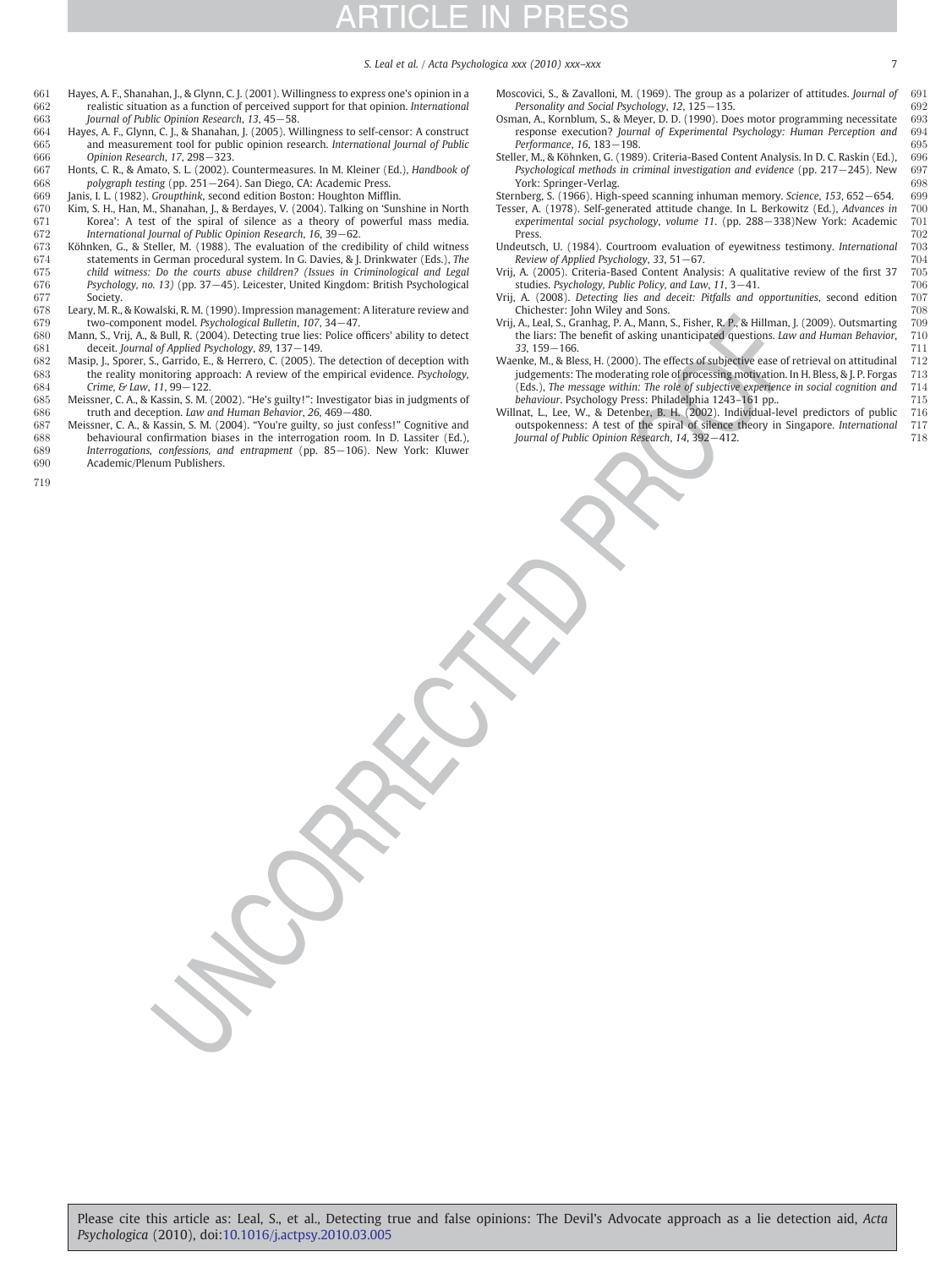Hayes, A. F., Shanahan, J., & Glynn, C. J. (2001). Willingness to express one's opinion in a realistic situation as a function of perceived support for that opinion. *International Journal of Public Opinion Research*, *13*, 45−58.

Hayes, A. F., Glynn, C. J., & Shanahan, J. (2005). Willingness to self-censor: A construct and measurement tool for public opinion research. *International Journal of Public Opinion Research*, *17*, 298−323.

Honts, C. R., & Amato, S. L. (2002). Countermeasures. In M. Kleiner (Ed.), *Handbook of polygraph testing* (pp. 251−264). San Diego, CA: Academic Press.

Janis, I. L. (1982). *Groupthink*, second edition Boston: Houghton Mifflin.

Kim, S. H., Han, M., Shanahan, J., & Berdayes, V. (2004). Talking on 'Sunshine in North Korea': A test of the spiral of silence as a theory of powerful mass media. *International Journal of Public Opinion Research*, *16*, 39−62.

Köhnken, G., & Steller, M. (1988). The evaluation of the credibility of child witness statements in German procedural system. In G. Davies, & J. Drinkwater (Eds.), *The child witness: Do the courts abuse children? (Issues in Criminological and Legal Psychology, no. 13)* (pp. 37−45). Leicester, United Kingdom: British Psychological Society.

Leary, M. R., & Kowalski, R. M. (1990). Impression management: A literature review and two-component model. *Psychological Bulletin*, *107*, 34−47.

Mann, S., Vrij, A., & Bull, R. (2004). Detecting true lies: Police officers' ability to detect deceit. *Journal of Applied Psychology*, *89*, 137−149.

Masip, J., Sporer, S., Garrido, E., & Herrero, C. (2005). The detection of deception with the reality monitoring approach: A review of the empirical evidence. *Psychology, Crime, & Law*, *11*, 99−122.

Meissner, C. A., & Kassin, S. M. (2002). "He's guilty!": Investigator bias in judgments of truth and deception. *Law and Human Behavior*, *26*, 469−480.

Meissner, C. A., & Kassin, S. M. (2004). "You're guilty, so just confess!" Cognitive and behavioural confirmation biases in the interrogation room. In D. Lassiter (Ed.), *Interrogations, confessions, and entrapment* (pp. 85−106). New York: Kluwer Academic/Plenum Publishers.

Moscovici, S., & Zavalloni, M. (1969). The group as a polarizer of attitudes. *Journal of Personality and Social Psychology*, *12*, 125−135.

Osman, A., Kornblum, S., & Meyer, D. D. (1990). Does motor programming necessitate response execution? *Journal of Experimental Psychology: Human Perception and Performance*, *16*, 183−198.

Steller, M., & Köhnken, G. (1989). Criteria-Based Content Analysis. In D. C. Raskin (Ed.), *Psychological methods in criminal investigation and evidence* (pp. 217−245). New York: Springer-Verlag.

Sternberg, S. (1966). High-speed scanning inhuman memory. *Science*, *153*, 652−654.

Tesser, A. (1978). Self-generated attitude change. In L. Berkowitz (Ed.), *Advances in experimental social psychology*, *volume 11*. (pp. 288−338)New York: Academic Press.

Undeutsch, U. (1984). Courtroom evaluation of eyewitness testimony. *International Review of Applied Psychology*, *33*, 51−67.

Vrij, A. (2005). Criteria-Based Content Analysis: A qualitative review of the first 37 studies. *Psychology, Public Policy, and Law*, *11*, 3−41.

Vrij, A. (2008). *Detecting lies and deceit: Pitfalls and opportunities*, second edition Chichester: John Wiley and Sons.

Vrij, A., Leal, S., Granhag, P. A., Mann, S., Fisher, R. P., & Hillman, J. (2009). Outsmarting the liars: The benefit of asking unanticipated questions. *Law and Human Behavior*, *33*, 159−166.

Waenke, M., & Bless, H. (2000). The effects of subjective ease of retrieval on attitudinal judgements: The moderating role of processing motivation. In H. Bless, & J. P. Forgas (Eds.), *The message within: The role of subjective experience in social cognition and behaviour*. Psychology Press: Philadelphia 1243–161 pp..

Willnat, L., Lee, W., & Detenber, B. H. (2002). Individual-level predictors of public outspokenness: A test of the spiral of silence theory in Singapore. *International Journal of Public Opinion Research*, *14*, 392−412.

Please cite this article as: Leal, S., et al., Detecting true and false opinions: The Devil's Advocate approach as a lie detection aid, *Acta Psychologica* (2010), doi:10.1016/j.actpsy.2010.03.005